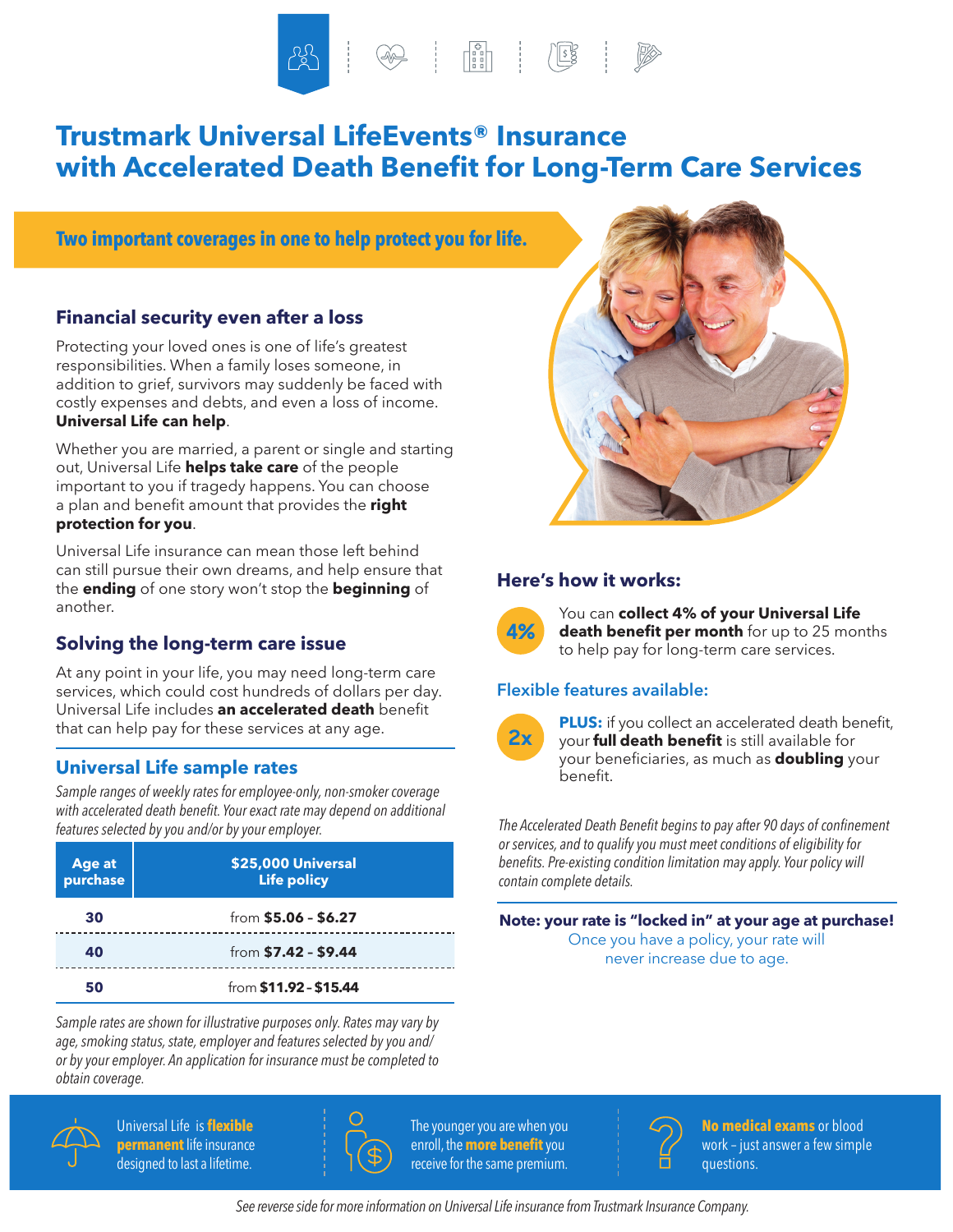# Trustmark Universal LifeEvents® Insurance with Accelerated Death Benefit for Long-Term Care Services

**Two important coverages in one to help protect you for life.**

## Financial security even after a loss

Protecting your loved ones is one of life's greatest responsibilities. When a family loses someone, in addition to grief, survivors may suddenly be faced with costly expenses and debts, and even a loss of income. **Universal Life can help**.

Whether you are married, a parent or single and starting out, Universal Life **helps take care** of the people important to you if tragedy happens. You can choose a plan and benefit amount that provides the **right protection for you**.

Universal Life insurance can mean those left behind can still pursue their own dreams, and help ensure that the **ending** of one story won't stop the **beginning** of another.

## Solving the long-term care issue

At any point in your life, you may need long-term care services, which could cost hundreds of dollars per day. Universal Life includes **an accelerated death** benefit that can help pay for these services at any age.

## Universal Life sample rates

*Sample ranges of weekly rates for employee-only, non-smoker coverage with accelerated death benefit. Your exact rate may depend on additional features selected by you and/or by your employer.*

| Age at purchase | $25,000 Universal Life policy |
|---|---|
| 30 | from **$5.06 - $6.27** |
| 40 | from **$7.42 - $9.44** |
| 50 | from **$11.92 - $15.44** |

*Sample rates are shown for illustrative purposes only. Rates may vary by age, smoking status, state, employer and features selected by you and/or by your employer. An application for insurance must be completed to obtain coverage.*

## Here's how it works:

**4%** — You can **collect 4% of your Universal Life death benefit per month** for up to 25 months to help pay for long-term care services.

### Flexible features available:

**2x** — **PLUS:** if you collect an accelerated death benefit, your **full death benefit** is still available for your beneficiaries, as much as **doubling** your benefit.

*The Accelerated Death Benefit begins to pay after 90 days of confinement or services, and to qualify you must meet conditions of eligibility for benefits. Pre-existing condition limitation may apply. Your policy will contain complete details.*

**Note: your rate is "locked in" at your age at purchase!**
Once you have a policy, your rate will never increase due to age.

Universal Life is **flexible permanent** life insurance designed to last a lifetime.

The younger you are when you enroll, the **more benefit** you receive for the same premium.

**No medical exams** or blood work – just answer a few simple questions.

*See reverse side for more information on Universal Life insurance from Trustmark Insurance Company.*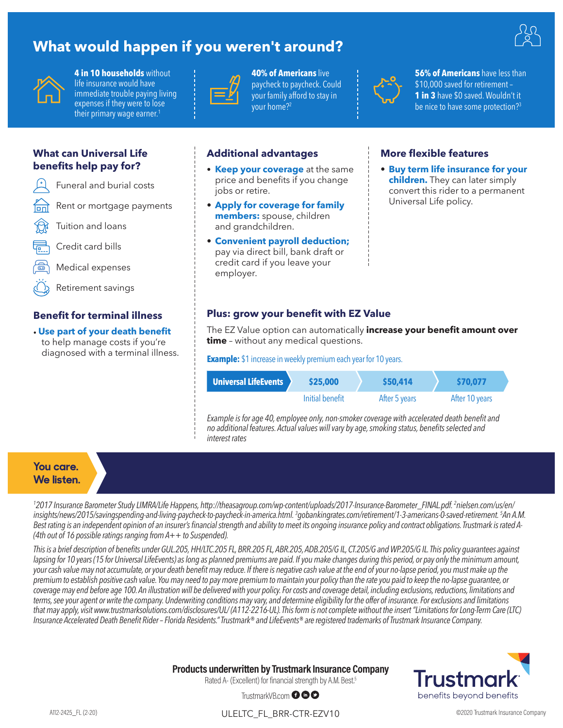## What would happen if you weren't around?

**4 in 10 households** without life insurance would have immediate trouble paying living expenses if they were to lose their primary wage earner.[1]

**40% of Americans** live paycheck to paycheck. Could your family afford to stay in your home?[2]

**56% of Americans** have less than $10,000 saved for retirement – **1 in 3** have $0 saved. Wouldn't it be nice to have some protection?[3]

### What can Universal Life benefits help pay for?

- Funeral and burial costs
- Rent or mortgage payments
- Tuition and loans
- Credit card bills
- Medical expenses
- Retirement savings

### Benefit for terminal illness

- **Use part of your death benefit** to help manage costs if you're diagnosed with a terminal illness.

### Additional advantages

- **Keep your coverage** at the same price and benefits if you change jobs or retire.
- **Apply for coverage for family members:** spouse, children and grandchildren.
- **Convenient payroll deduction;** pay via direct bill, bank draft or credit card if you leave your employer.

### More flexible features

- **Buy term life insurance for your children.** They can later simply convert this rider to a permanent Universal Life policy.

### Plus: grow your benefit with EZ Value

The EZ Value option can automatically **increase your benefit amount over time** – without any medical questions.

**Example:** $1 increase in weekly premium each year for 10 years.

| Universal LifeEvents | $25,000 | $50,414 | $70,077 |
|---|---|---|---|
| | Initial benefit | After 5 years | After 10 years |

*Example is for age 40, employee only, non-smoker coverage with accelerated death benefit and no additional features. Actual values will vary by age, smoking status, benefits selected and interest rates*

**You care. We listen.**

*[1]2017 Insurance Barometer Study LIMRA/Life Happens, http://theasagroup.com/wp-content/uploads/2017-Insurance-Barometer_FINAL.pdf. [2]nielsen.com/us/en/insights/news/2015/savingspending-and-living-paycheck-to-paycheck-in-america.html. [3]gobankingrates.com/retirement/1-3-americans-0-saved-retirement. [5]An A.M. Best rating is an independent opinion of an insurer's financial strength and ability to meet its ongoing insurance policy and contract obligations. Trustmark is rated A- (4th out of 16 possible ratings ranging from A++ to Suspended).*

*This is a brief description of benefits under GUL.205, HH/LTC.205 FL, BRR.205 FL, ABR.205, ADB.205/G IL, CT.205/G and WP.205/G IL. This policy guarantees against lapsing for 10 years (15 for Universal LifeEvents) as long as planned premiums are paid. If you make changes during this period, or pay only the minimum amount, your cash value may not accumulate, or your death benefit may reduce. If there is negative cash value at the end of your no-lapse period, you must make up the premium to establish positive cash value. You may need to pay more premium to maintain your policy than the rate you paid to keep the no-lapse guarantee, or coverage may end before age 100. An illustration will be delivered with your policy. For costs and coverage detail, including exclusions, reductions, limitations and terms, see your agent or write the company. Underwriting conditions may vary, and determine eligibility for the offer of insurance. For exclusions and limitations that may apply, visit www.trustmarksolutions.com/disclosures/UL/ (A112-2216-UL). This form is not complete without the insert "Limitations for Long-Term Care (LTC) Insurance Accelerated Death Benefit Rider – Florida Residents." Trustmark® and LifeEvents® are registered trademarks of Trustmark Insurance Company.*

**Products underwritten by Trustmark Insurance Company**

Rated A- (Excellent) for financial strength by A.M. Best.[5]

TrustmarkVB.com

Trustmark
benefits beyond benefits

A112-2425_FL (2-20)

ULELTC_FL_BRR-CTR-EZV10

©2020 Trustmark Insurance Company